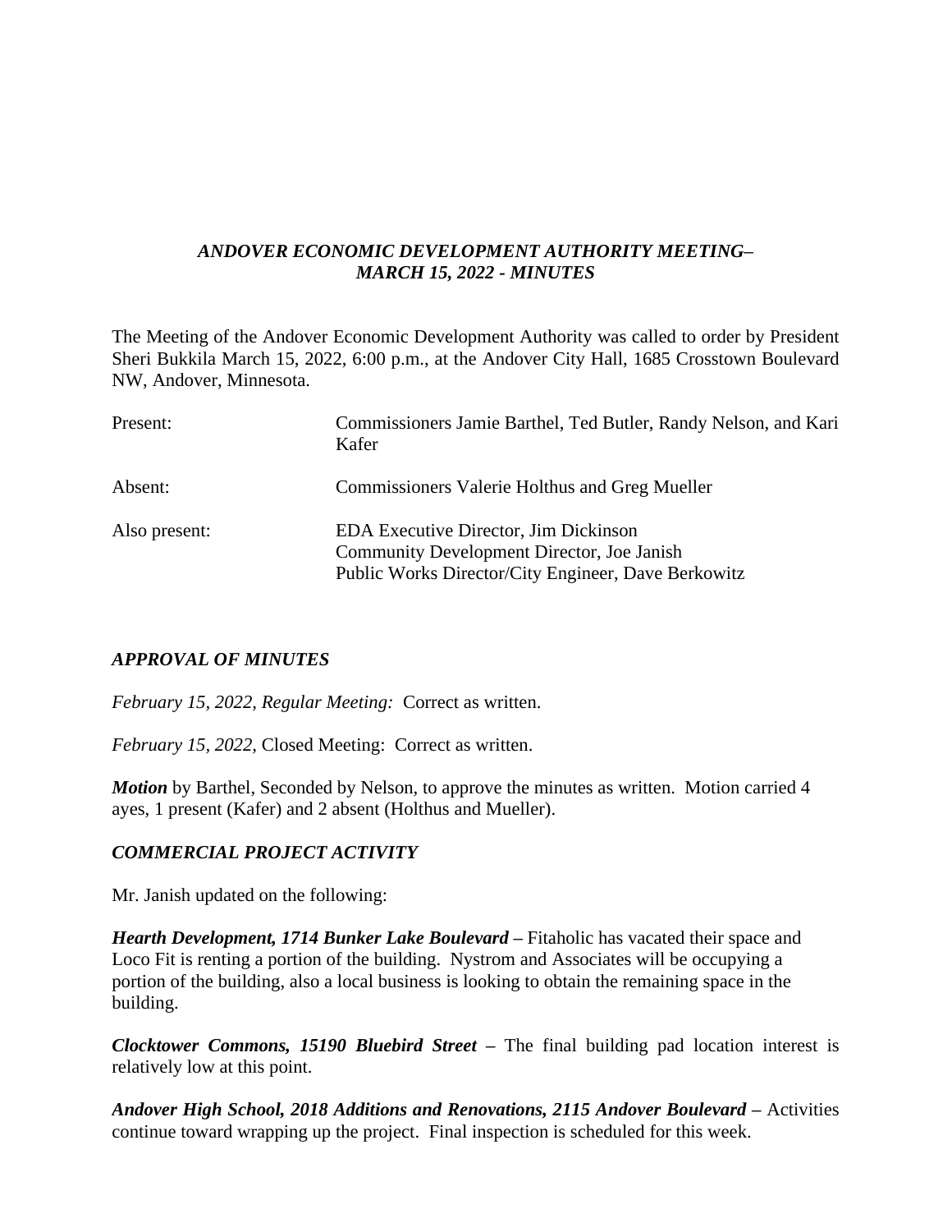***ANDOVER ECONOMIC DEVELOPMENT AUTHORITY MEETING–***
***MARCH 15, 2022 - MINUTES***

The Meeting of the Andover Economic Development Authority was called to order by President Sheri Bukkila March 15, 2022, 6:00 p.m., at the Andover City Hall, 1685 Crosstown Boulevard NW, Andover, Minnesota.

| | |
|---|---|
| Present: | Commissioners Jamie Barthel, Ted Butler, Randy Nelson, and Kari Kafer |
| Absent: | Commissioners Valerie Holthus and Greg Mueller |
| Also present: | EDA Executive Director, Jim Dickinson<br>Community Development Director, Joe Janish<br>Public Works Director/City Engineer, Dave Berkowitz |

***APPROVAL OF MINUTES***

*February 15, 2022, Regular Meeting:* Correct as written.

*February 15, 2022,* Closed Meeting: Correct as written.

***Motion*** by Barthel, Seconded by Nelson, to approve the minutes as written. Motion carried 4 ayes, 1 present (Kafer) and 2 absent (Holthus and Mueller).

***COMMERCIAL PROJECT ACTIVITY***

Mr. Janish updated on the following:

***Hearth Development, 1714 Bunker Lake Boulevard –*** Fitaholic has vacated their space and Loco Fit is renting a portion of the building. Nystrom and Associates will be occupying a portion of the building, also a local business is looking to obtain the remaining space in the building.

***Clocktower Commons, 15190 Bluebird Street –*** The final building pad location interest is relatively low at this point.

***Andover High School, 2018 Additions and Renovations, 2115 Andover Boulevard –*** Activities continue toward wrapping up the project. Final inspection is scheduled for this week.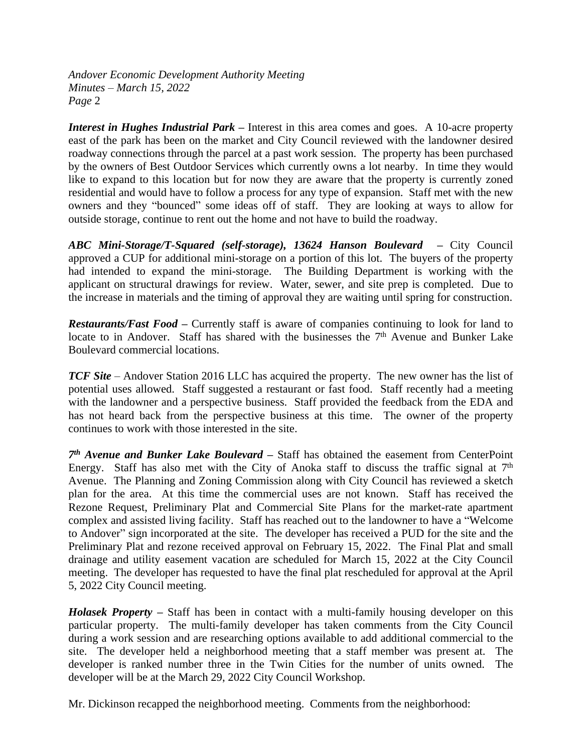***Interest in Hughes Industrial Park*** – Interest in this area comes and goes. A 10-acre property east of the park has been on the market and City Council reviewed with the landowner desired roadway connections through the parcel at a past work session. The property has been purchased by the owners of Best Outdoor Services which currently owns a lot nearby. In time they would like to expand to this location but for now they are aware that the property is currently zoned residential and would have to follow a process for any type of expansion. Staff met with the new owners and they "bounced" some ideas off of staff. They are looking at ways to allow for outside storage, continue to rent out the home and not have to build the roadway.

***ABC Mini-Storage/T-Squared (self-storage), 13624 Hanson Boulevard*** – City Council approved a CUP for additional mini-storage on a portion of this lot. The buyers of the property had intended to expand the mini-storage. The Building Department is working with the applicant on structural drawings for review. Water, sewer, and site prep is completed. Due to the increase in materials and the timing of approval they are waiting until spring for construction.

***Restaurants/Fast Food*** – Currently staff is aware of companies continuing to look for land to locate to in Andover. Staff has shared with the businesses the 7th Avenue and Bunker Lake Boulevard commercial locations.

***TCF Site*** – Andover Station 2016 LLC has acquired the property. The new owner has the list of potential uses allowed. Staff suggested a restaurant or fast food. Staff recently had a meeting with the landowner and a perspective business. Staff provided the feedback from the EDA and has not heard back from the perspective business at this time. The owner of the property continues to work with those interested in the site.

***7th Avenue and Bunker Lake Boulevard*** – Staff has obtained the easement from CenterPoint Energy. Staff has also met with the City of Anoka staff to discuss the traffic signal at 7th Avenue. The Planning and Zoning Commission along with City Council has reviewed a sketch plan for the area. At this time the commercial uses are not known. Staff has received the Rezone Request, Preliminary Plat and Commercial Site Plans for the market-rate apartment complex and assisted living facility. Staff has reached out to the landowner to have a "Welcome to Andover" sign incorporated at the site. The developer has received a PUD for the site and the Preliminary Plat and rezone received approval on February 15, 2022. The Final Plat and small drainage and utility easement vacation are scheduled for March 15, 2022 at the City Council meeting. The developer has requested to have the final plat rescheduled for approval at the April 5, 2022 City Council meeting.

***Holasek Property*** – Staff has been in contact with a multi-family housing developer on this particular property. The multi-family developer has taken comments from the City Council during a work session and are researching options available to add additional commercial to the site. The developer held a neighborhood meeting that a staff member was present at. The developer is ranked number three in the Twin Cities for the number of units owned. The developer will be at the March 29, 2022 City Council Workshop.

Mr. Dickinson recapped the neighborhood meeting. Comments from the neighborhood: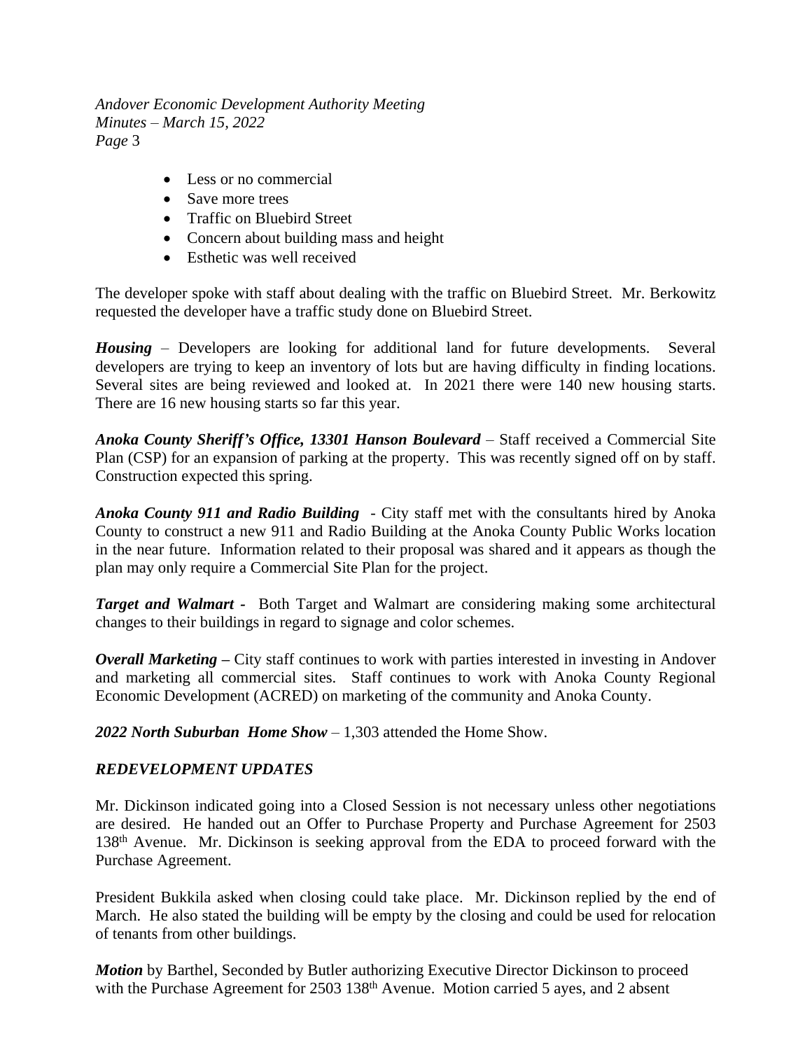- Less or no commercial
- Save more trees
- Traffic on Bluebird Street
- Concern about building mass and height
- Esthetic was well received

The developer spoke with staff about dealing with the traffic on Bluebird Street. Mr. Berkowitz requested the developer have a traffic study done on Bluebird Street.

***Housing*** – Developers are looking for additional land for future developments. Several developers are trying to keep an inventory of lots but are having difficulty in finding locations. Several sites are being reviewed and looked at. In 2021 there were 140 new housing starts. There are 16 new housing starts so far this year.

***Anoka County Sheriff's Office, 13301 Hanson Boulevard*** – Staff received a Commercial Site Plan (CSP) for an expansion of parking at the property. This was recently signed off on by staff. Construction expected this spring.

***Anoka County 911 and Radio Building*** - City staff met with the consultants hired by Anoka County to construct a new 911 and Radio Building at the Anoka County Public Works location in the near future. Information related to their proposal was shared and it appears as though the plan may only require a Commercial Site Plan for the project.

***Target and Walmart*** - Both Target and Walmart are considering making some architectural changes to their buildings in regard to signage and color schemes.

***Overall Marketing*** – City staff continues to work with parties interested in investing in Andover and marketing all commercial sites. Staff continues to work with Anoka County Regional Economic Development (ACRED) on marketing of the community and Anoka County.

***2022 North Suburban Home Show*** – 1,303 attended the Home Show.

## *REDEVELOPMENT UPDATES*

Mr. Dickinson indicated going into a Closed Session is not necessary unless other negotiations are desired. He handed out an Offer to Purchase Property and Purchase Agreement for 2503 138th Avenue. Mr. Dickinson is seeking approval from the EDA to proceed forward with the Purchase Agreement.

President Bukkila asked when closing could take place. Mr. Dickinson replied by the end of March. He also stated the building will be empty by the closing and could be used for relocation of tenants from other buildings.

***Motion*** by Barthel, Seconded by Butler authorizing Executive Director Dickinson to proceed with the Purchase Agreement for 2503 138th Avenue. Motion carried 5 ayes, and 2 absent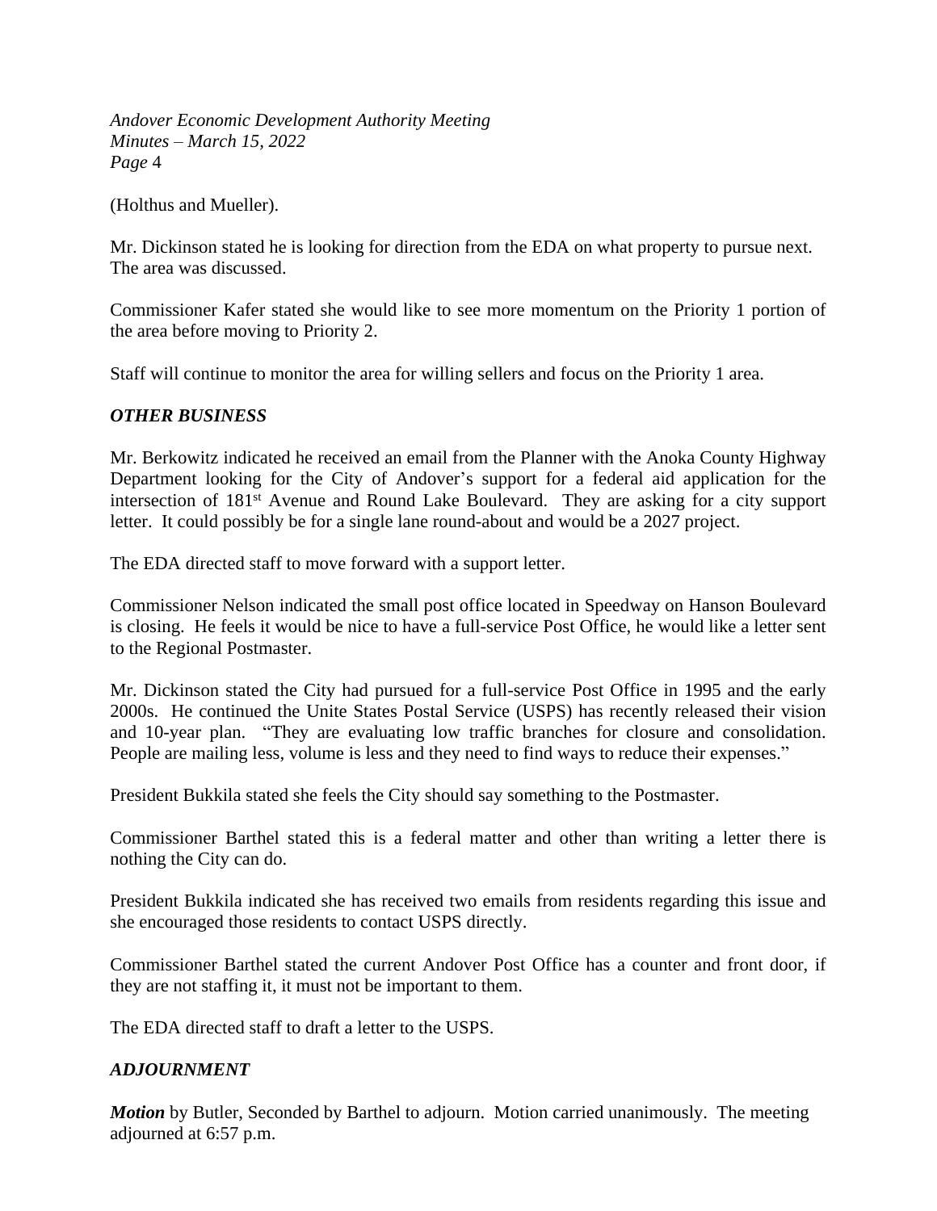(Holthus and Mueller).

Mr. Dickinson stated he is looking for direction from the EDA on what property to pursue next. The area was discussed.

Commissioner Kafer stated she would like to see more momentum on the Priority 1 portion of the area before moving to Priority 2.

Staff will continue to monitor the area for willing sellers and focus on the Priority 1 area.

### *OTHER BUSINESS*

Mr. Berkowitz indicated he received an email from the Planner with the Anoka County Highway Department looking for the City of Andover's support for a federal aid application for the intersection of 181st Avenue and Round Lake Boulevard. They are asking for a city support letter. It could possibly be for a single lane round-about and would be a 2027 project.

The EDA directed staff to move forward with a support letter.

Commissioner Nelson indicated the small post office located in Speedway on Hanson Boulevard is closing. He feels it would be nice to have a full-service Post Office, he would like a letter sent to the Regional Postmaster.

Mr. Dickinson stated the City had pursued for a full-service Post Office in 1995 and the early 2000s. He continued the Unite States Postal Service (USPS) has recently released their vision and 10-year plan. "They are evaluating low traffic branches for closure and consolidation. People are mailing less, volume is less and they need to find ways to reduce their expenses."

President Bukkila stated she feels the City should say something to the Postmaster.

Commissioner Barthel stated this is a federal matter and other than writing a letter there is nothing the City can do.

President Bukkila indicated she has received two emails from residents regarding this issue and she encouraged those residents to contact USPS directly.

Commissioner Barthel stated the current Andover Post Office has a counter and front door, if they are not staffing it, it must not be important to them.

The EDA directed staff to draft a letter to the USPS.

### *ADJOURNMENT*

***Motion*** by Butler, Seconded by Barthel to adjourn. Motion carried unanimously. The meeting adjourned at 6:57 p.m.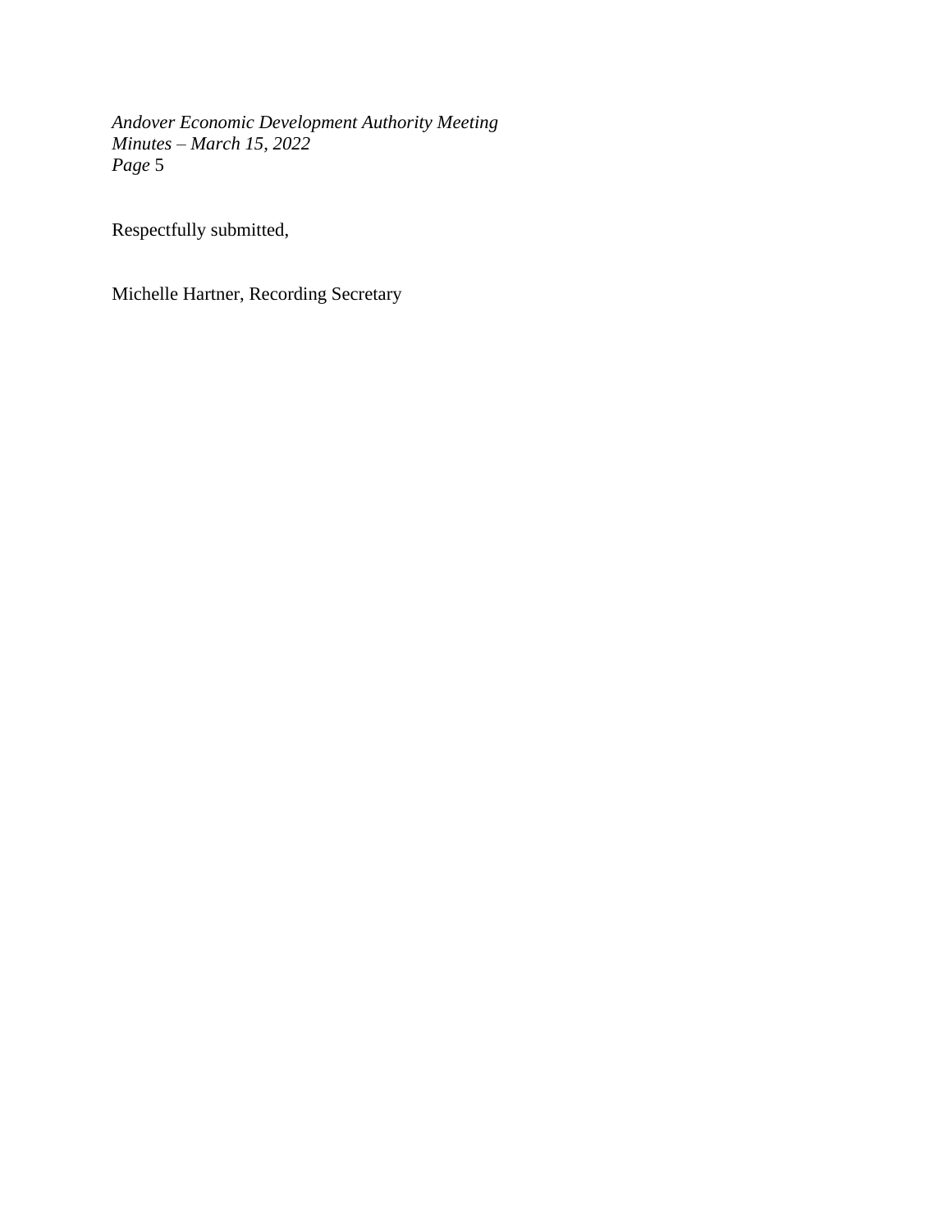Respectfully submitted,

Michelle Hartner, Recording Secretary